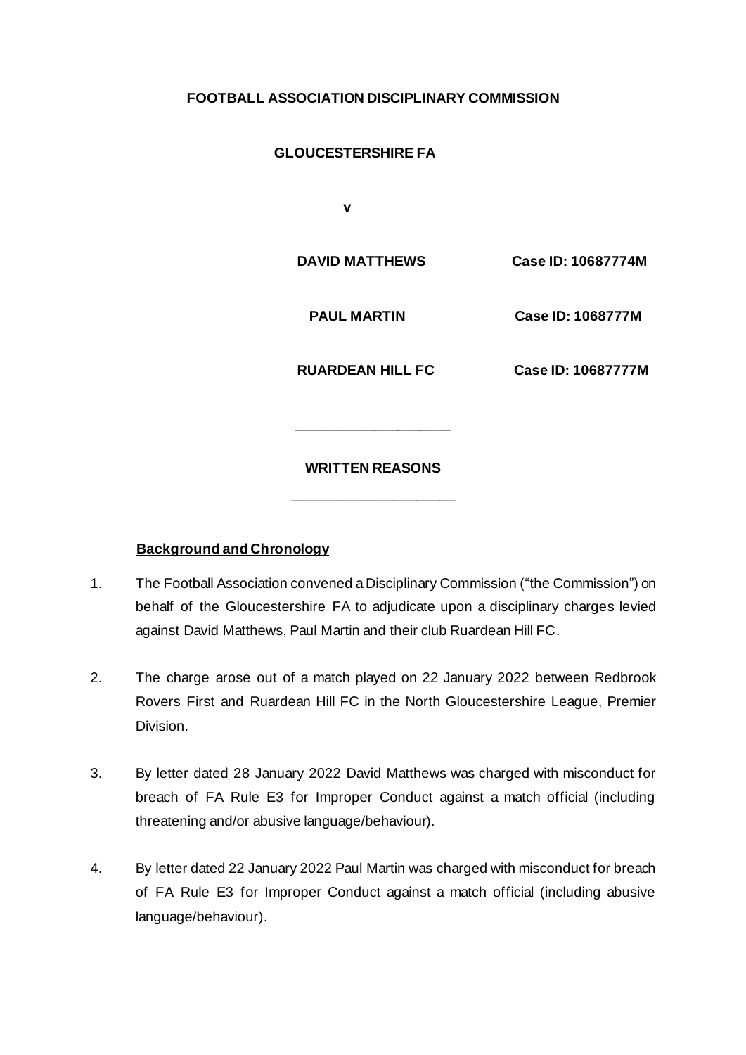**FOOTBALL ASSOCIATION DISCIPLINARY COMMISSION**

**GLOUCESTERSHIRE FA**

**v**

| | |
|---|---|
| **DAVID MATTHEWS** | **Case ID: 10687774M** |
| **PAUL MARTIN** | **Case ID: 1068777M** |
| **RUARDEAN HILL FC** | **Case ID: 10687777M** |

---

**WRITTEN REASONS**

---

## Background and Chronology

1. The Football Association convened a Disciplinary Commission ("the Commission") on behalf of the Gloucestershire FA to adjudicate upon a disciplinary charges levied against David Matthews, Paul Martin and their club Ruardean Hill FC.

2. The charge arose out of a match played on 22 January 2022 between Redbrook Rovers First and Ruardean Hill FC in the North Gloucestershire League, Premier Division.

3. By letter dated 28 January 2022 David Matthews was charged with misconduct for breach of FA Rule E3 for Improper Conduct against a match official (including threatening and/or abusive language/behaviour).

4. By letter dated 22 January 2022 Paul Martin was charged with misconduct for breach of FA Rule E3 for Improper Conduct against a match official (including abusive language/behaviour).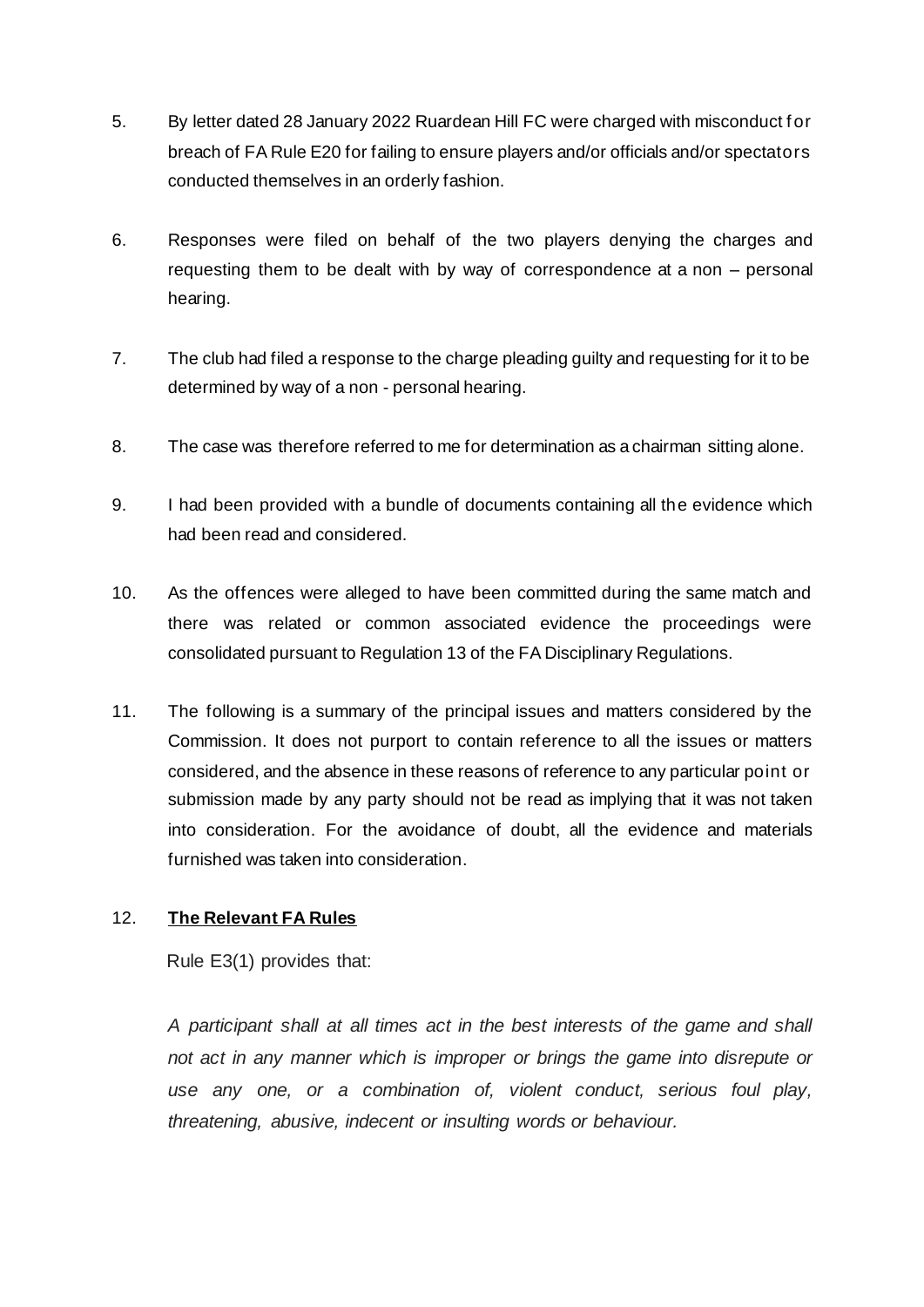5. By letter dated 28 January 2022 Ruardean Hill FC were charged with misconduct for breach of FA Rule E20 for failing to ensure players and/or officials and/or spectators conducted themselves in an orderly fashion.

6. Responses were filed on behalf of the two players denying the charges and requesting them to be dealt with by way of correspondence at a non – personal hearing.

7. The club had filed a response to the charge pleading guilty and requesting for it to be determined by way of a non - personal hearing.

8. The case was therefore referred to me for determination as a chairman sitting alone.

9. I had been provided with a bundle of documents containing all the evidence which had been read and considered.

10. As the offences were alleged to have been committed during the same match and there was related or common associated evidence the proceedings were consolidated pursuant to Regulation 13 of the FA Disciplinary Regulations.

11. The following is a summary of the principal issues and matters considered by the Commission. It does not purport to contain reference to all the issues or matters considered, and the absence in these reasons of reference to any particular point or submission made by any party should not be read as implying that it was not taken into consideration. For the avoidance of doubt, all the evidence and materials furnished was taken into consideration.

12. **The Relevant FA Rules**

Rule E3(1) provides that:

*A participant shall at all times act in the best interests of the game and shall not act in any manner which is improper or brings the game into disrepute or use any one, or a combination of, violent conduct, serious foul play, threatening, abusive, indecent or insulting words or behaviour.*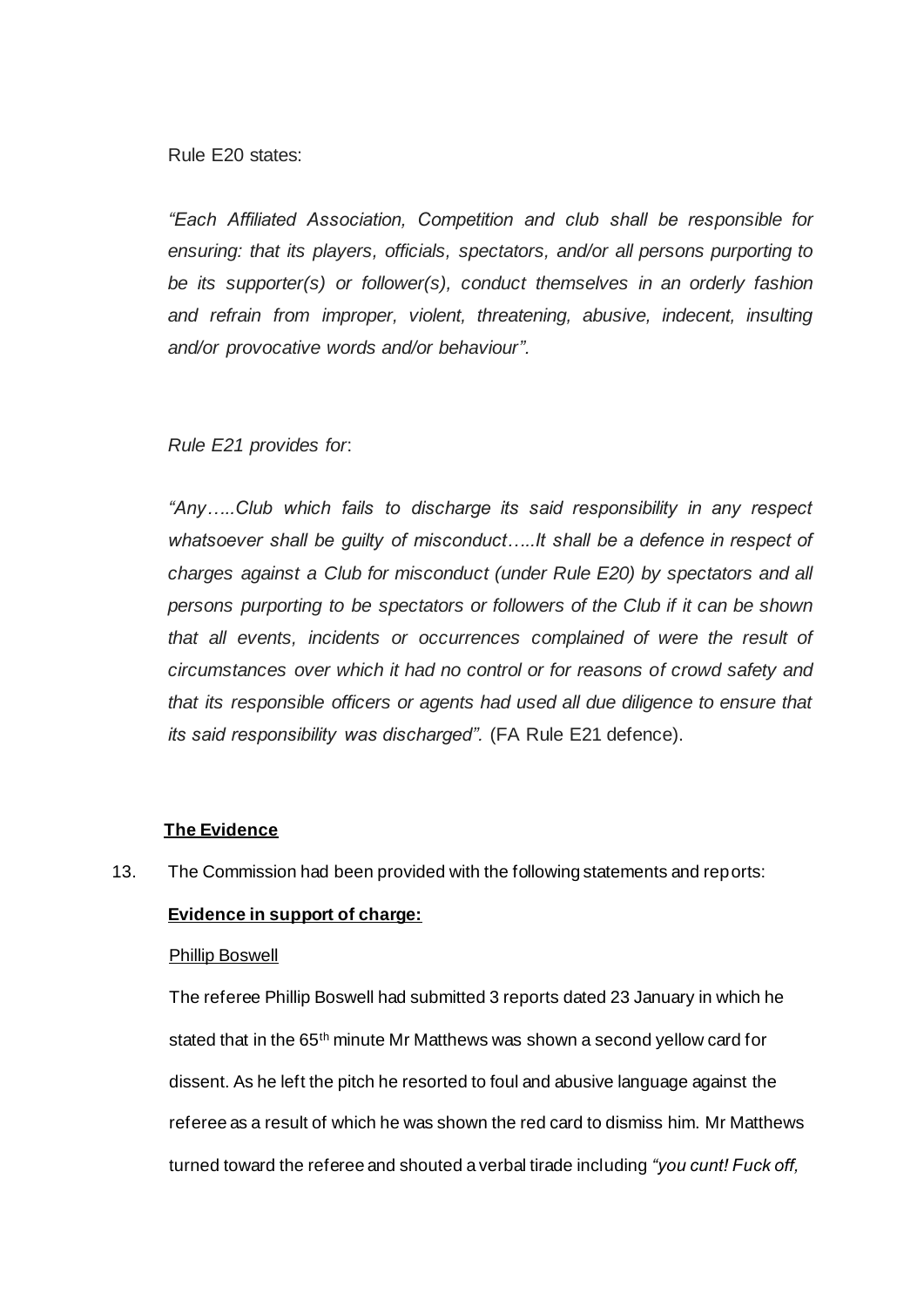Rule E20 states:

*"Each Affiliated Association, Competition and club shall be responsible for ensuring: that its players, officials, spectators, and/or all persons purporting to be its supporter(s) or follower(s), conduct themselves in an orderly fashion and refrain from improper, violent, threatening, abusive, indecent, insulting and/or provocative words and/or behaviour".*

*Rule E21 provides for*:

*"Any…..Club which fails to discharge its said responsibility in any respect whatsoever shall be guilty of misconduct…..It shall be a defence in respect of charges against a Club for misconduct (under Rule E20) by spectators and all persons purporting to be spectators or followers of the Club if it can be shown that all events, incidents or occurrences complained of were the result of circumstances over which it had no control or for reasons of crowd safety and that its responsible officers or agents had used all due diligence to ensure that its said responsibility was discharged".* (FA Rule E21 defence).

**The Evidence**

13. The Commission had been provided with the following statements and reports:

**Evidence in support of charge:**

Phillip Boswell

The referee Phillip Boswell had submitted 3 reports dated 23 January in which he stated that in the 65th minute Mr Matthews was shown a second yellow card for dissent. As he left the pitch he resorted to foul and abusive language against the referee as a result of which he was shown the red card to dismiss him. Mr Matthews turned toward the referee and shouted a verbal tirade including *"you cunt! Fuck off,*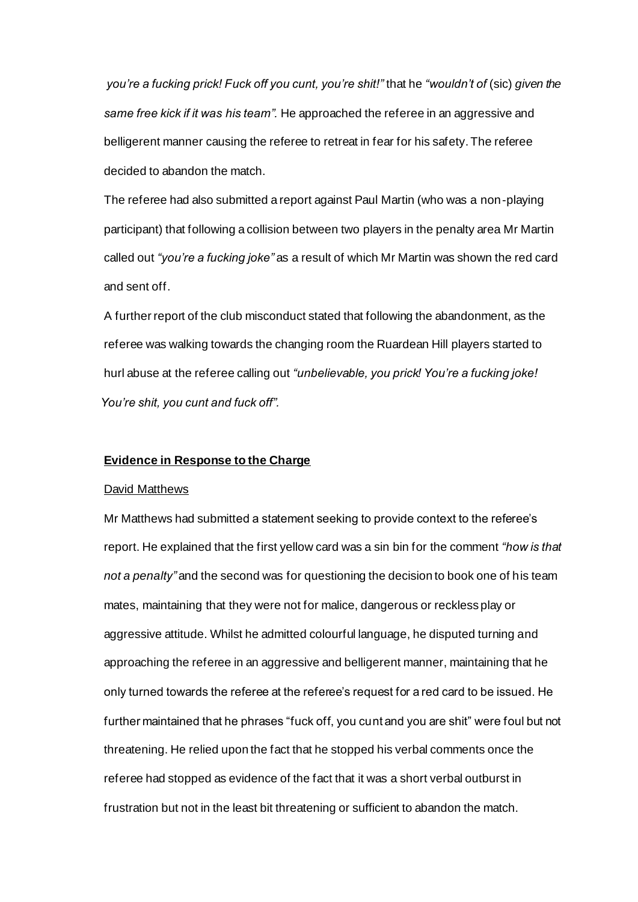*you're a fucking prick! Fuck off you cunt, you're shit!"* that he *"wouldn't of* (sic) *given the same free kick if it was his team".* He approached the referee in an aggressive and belligerent manner causing the referee to retreat in fear for his safety. The referee decided to abandon the match.

The referee had also submitted a report against Paul Martin (who was a non-playing participant) that following a collision between two players in the penalty area Mr Martin called out *"you're a fucking joke"* as a result of which Mr Martin was shown the red card and sent off.

A further report of the club misconduct stated that following the abandonment, as the referee was walking towards the changing room the Ruardean Hill players started to hurl abuse at the referee calling out *"unbelievable, you prick! You're a fucking joke! You're shit, you cunt and fuck off".*

**Evidence in Response to the Charge**

David Matthews

Mr Matthews had submitted a statement seeking to provide context to the referee's report. He explained that the first yellow card was a sin bin for the comment *"how is that not a penalty"* and the second was for questioning the decision to book one of his team mates, maintaining that they were not for malice, dangerous or reckless play or aggressive attitude. Whilst he admitted colourful language, he disputed turning and approaching the referee in an aggressive and belligerent manner, maintaining that he only turned towards the referee at the referee's request for a red card to be issued. He further maintained that he phrases "fuck off, you cunt and you are shit" were foul but not threatening. He relied upon the fact that he stopped his verbal comments once the referee had stopped as evidence of the fact that it was a short verbal outburst in frustration but not in the least bit threatening or sufficient to abandon the match.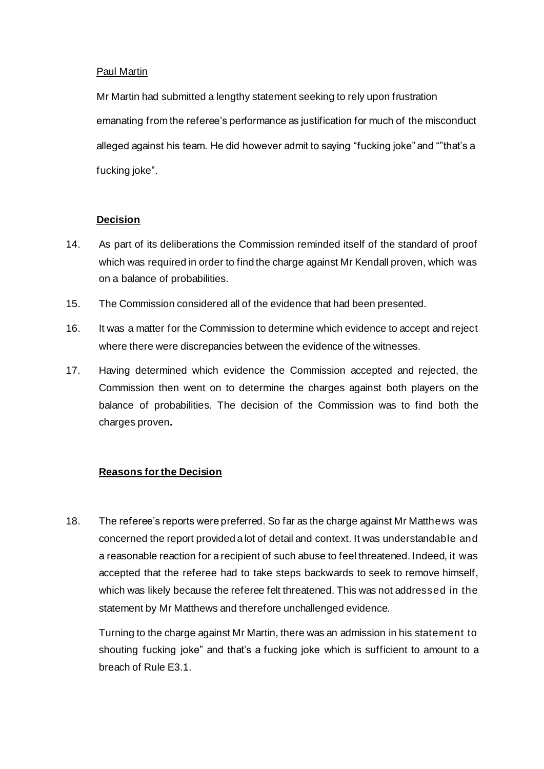Paul Martin

Mr Martin had submitted a lengthy statement seeking to rely upon frustration emanating from the referee's performance as justification for much of the misconduct alleged against his team. He did however admit to saying "fucking joke" and ""that's a fucking joke".

**Decision**

14. As part of its deliberations the Commission reminded itself of the standard of proof which was required in order to find the charge against Mr Kendall proven, which was on a balance of probabilities.

15. The Commission considered all of the evidence that had been presented.

16. It was a matter for the Commission to determine which evidence to accept and reject where there were discrepancies between the evidence of the witnesses.

17. Having determined which evidence the Commission accepted and rejected, the Commission then went on to determine the charges against both players on the balance of probabilities. The decision of the Commission was to find both the charges proven**.**

**Reasons for the Decision**

18. The referee's reports were preferred. So far as the charge against Mr Matthews was concerned the report provided a lot of detail and context. It was understandable and a reasonable reaction for a recipient of such abuse to feel threatened. Indeed, it was accepted that the referee had to take steps backwards to seek to remove himself, which was likely because the referee felt threatened. This was not addressed in the statement by Mr Matthews and therefore unchallenged evidence.

    Turning to the charge against Mr Martin, there was an admission in his statement to shouting fucking joke" and that's a fucking joke which is sufficient to amount to a breach of Rule E3.1.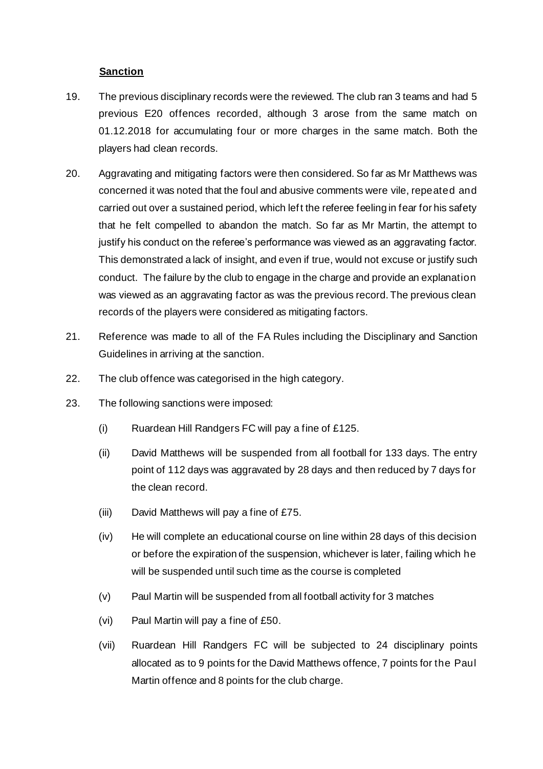**Sanction**

19. The previous disciplinary records were the reviewed. The club ran 3 teams and had 5 previous E20 offences recorded, although 3 arose from the same match on 01.12.2018 for accumulating four or more charges in the same match. Both the players had clean records.

20. Aggravating and mitigating factors were then considered. So far as Mr Matthews was concerned it was noted that the foul and abusive comments were vile, repeated and carried out over a sustained period, which left the referee feeling in fear for his safety that he felt compelled to abandon the match. So far as Mr Martin, the attempt to justify his conduct on the referee's performance was viewed as an aggravating factor. This demonstrated a lack of insight, and even if true, would not excuse or justify such conduct. The failure by the club to engage in the charge and provide an explanation was viewed as an aggravating factor as was the previous record. The previous clean records of the players were considered as mitigating factors.

21. Reference was made to all of the FA Rules including the Disciplinary and Sanction Guidelines in arriving at the sanction.

22. The club offence was categorised in the high category.

23. The following sanctions were imposed:

    (i) Ruardean Hill Randgers FC will pay a fine of £125.

    (ii) David Matthews will be suspended from all football for 133 days. The entry point of 112 days was aggravated by 28 days and then reduced by 7 days for the clean record.

    (iii) David Matthews will pay a fine of £75.

    (iv) He will complete an educational course on line within 28 days of this decision or before the expiration of the suspension, whichever is later, failing which he will be suspended until such time as the course is completed

    (v) Paul Martin will be suspended from all football activity for 3 matches

    (vi) Paul Martin will pay a fine of £50.

    (vii) Ruardean Hill Randgers FC will be subjected to 24 disciplinary points allocated as to 9 points for the David Matthews offence, 7 points for the Paul Martin offence and 8 points for the club charge.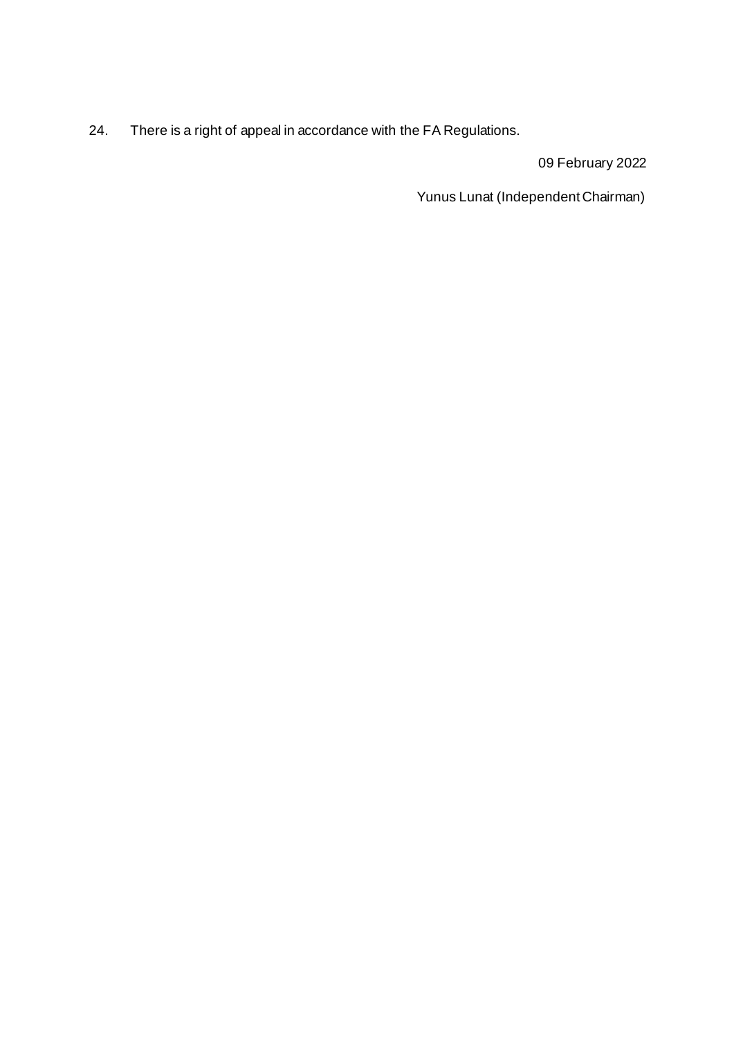24. There is a right of appeal in accordance with the FA Regulations.

09 February 2022

Yunus Lunat (Independent Chairman)